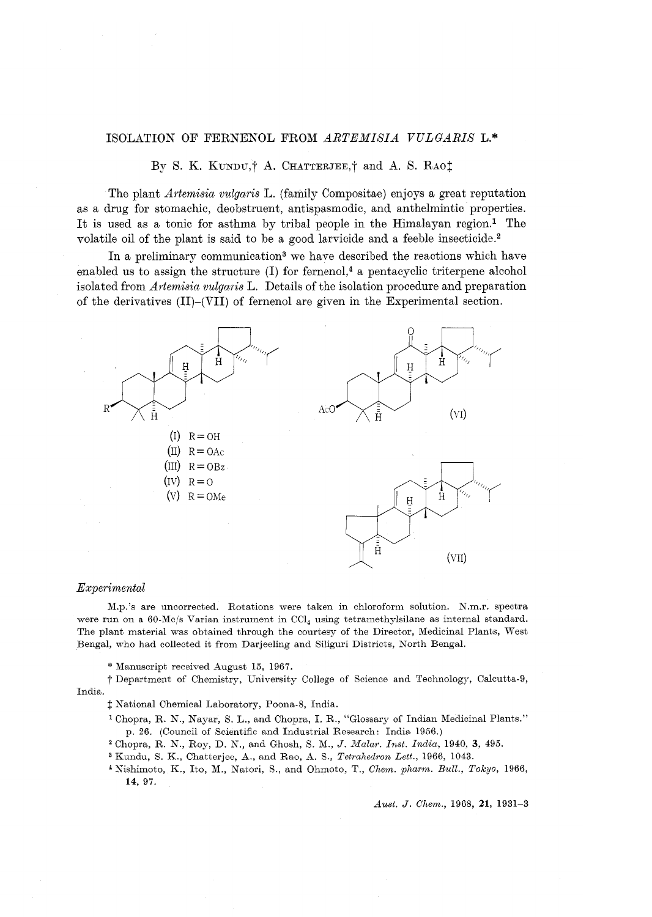# ISOLATION OF FERNENOL FROM *ARTEMISIA VULGARIS* L.*

By S. K. Kundu,† A. Chatterjee,† and A. S. Rao‡

The plant *Artemisia vulgaris* L. (family Compositae) enjoys a great reputation as a drug for stomachic, deobstruent, antispasmodic, and anthelmintic properties. It is used as a tonic for asthma by tribal people in the Himalayan region.[1] The volatile oil of the plant is said to be a good larvicide and a feeble insecticide.[2]

In a preliminary communication[3] we have described the reactions which have enabled us to assign the structure (I) for fernenol,[4] a pentacyclic triterpene alcohol isolated from *Artemisia vulgaris* L. Details of the isolation procedure and preparation of the derivatives (II)-(VII) of fernenol are given in the Experimental section.

(I) R = OH
(II) R = OAc
(III) R = OBz
(IV) R = O
(V) R = OMe

(VI)

(VII)

## Experimental

M.p.'s are uncorrected. Rotations were taken in chloroform solution. N.m.r. spectra were run on a 60-Mc/s Varian instrument in $CCl_4$ using tetramethylsilane as internal standard. The plant material was obtained through the courtesy of the Director, Medicinal Plants, West Bengal, who had collected it from Darjeeling and Siliguri Districts, North Bengal.

\* Manuscript received August 15, 1967.

† Department of Chemistry, University College of Science and Technology, Calcutta-9, India.

‡ National Chemical Laboratory, Poona-8, India.

[1] Chopra, R. N., Nayar, S. L., and Chopra, I. R., "Glossary of Indian Medicinal Plants." p. 26. (Council of Scientific and Industrial Research: India 1956.)

[2] Chopra, R. N., Roy, D. N., and Ghosh, S. M., *J. Malar. Inst. India*, 1940, **3**, 495.

[3] Kundu, S. K., Chatterjee, A., and Rao, A. S., *Tetrahedron Lett.*, 1966, 1043.

[4] Nishimoto, K., Ito, M., Natori, S., and Ohmoto, T., *Chem. pharm. Bull., Tokyo*, 1966, **14**, 97.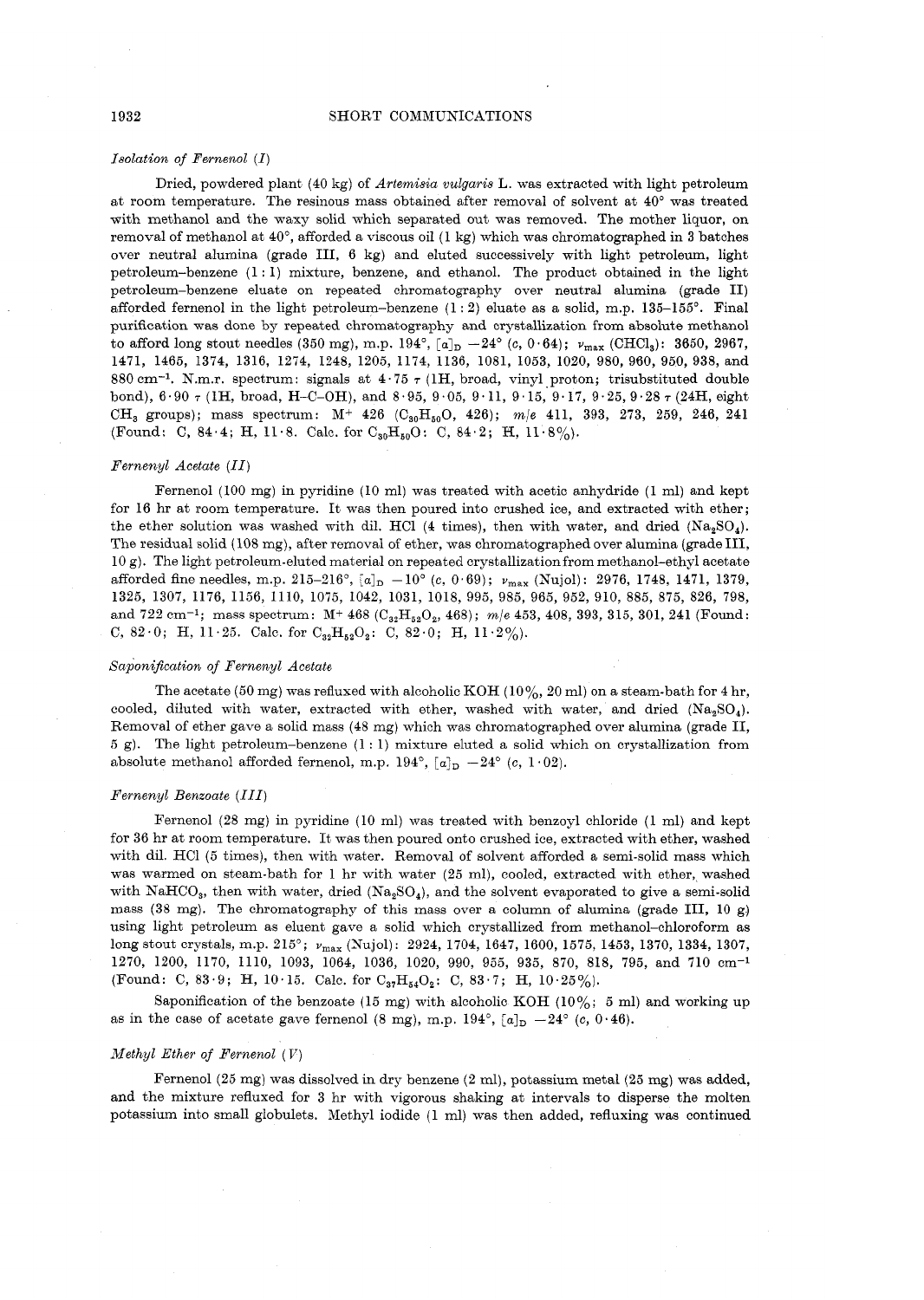### *Isolation of Fernenol (I)*

Dried, powdered plant (40 kg) of *Artemisia vulgaris* L. was extracted with light petroleum at room temperature. The resinous mass obtained after removal of solvent at 40° was treated with methanol and the waxy solid which separated out was removed. The mother liquor, on removal of methanol at 40°, afforded a viscous oil (1 kg) which was chromatographed in 3 batches over neutral alumina (grade III, 6 kg) and eluted successively with light petroleum, light petroleum–benzene (1 : 1) mixture, benzene, and ethanol. The product obtained in the light petroleum–benzene eluate on repeated chromatography over neutral alumina (grade II) afforded fernenol in the light petroleum–benzene (1 : 2) eluate as a solid, m.p. 135–155°. Final purification was done by repeated chromatography and crystallization from absolute methanol to afford long stout needles (350 mg), m.p. 194°, $[\alpha]_D$ −24° (*c*, 0·64); $\nu_{max}$ ($CHCl_3$): 3650, 2967, 1471, 1465, 1374, 1316, 1274, 1248, 1205, 1174, 1136, 1081, 1053, 1020, 980, 960, 950, 938, and 880 $cm^{-1}$. N.m.r. spectrum: signals at 4·75 τ (1H, broad, vinyl proton; trisubstituted double bond), 6·90 τ (1H, broad, H–C–OH), and 8·95, 9·05, 9·11, 9·15, 9·17, 9·25, 9·28 τ (24H, eight $CH_3$ groups); mass spectrum: $M^+$ 426 ($C_{30}H_{50}O$, 426); *m/e* 411, 393, 273, 259, 246, 241 (Found: C, 84·4; H, 11·8. Calc. for $C_{30}H_{50}O$: C, 84·2; H, 11·8%).

### *Fernenyl Acetate (II)*

Fernenol (100 mg) in pyridine (10 ml) was treated with acetic anhydride (1 ml) and kept for 16 hr at room temperature. It was then poured into crushed ice, and extracted with ether; the ether solution was washed with dil. HCl (4 times), then with water, and dried ($Na_2SO_4$). The residual solid (108 mg), after removal of ether, was chromatographed over alumina (grade III, 10 g). The light petroleum-eluted material on repeated crystallization from methanol–ethyl acetate afforded fine needles, m.p. 215–216°, $[\alpha]_D$ −10° (*c*, 0·69); $\nu_{max}$ (Nujol): 2976, 1748, 1471, 1379, 1325, 1307, 1176, 1156, 1110, 1075, 1042, 1031, 1018, 995, 985, 965, 952, 910, 885, 875, 826, 798, and 722 $cm^{-1}$; mass spectrum: $M^+$ 468 ($C_{32}H_{52}O_2$, 468); *m/e* 453, 408, 393, 315, 301, 241 (Found: C, 82·0; H, 11·25. Calc. for $C_{32}H_{52}O_2$: C, 82·0; H, 11·2%).

### *Saponification of Fernenyl Acetate*

The acetate (50 mg) was refluxed with alcoholic KOH (10%, 20 ml) on a steam-bath for 4 hr, cooled, diluted with water, extracted with ether, washed with water, and dried ($Na_2SO_4$). Removal of ether gave a solid mass (48 mg) which was chromatographed over alumina (grade II, 5 g). The light petroleum–benzene (1 : 1) mixture eluted a solid which on crystallization from absolute methanol afforded fernenol, m.p. 194°, $[\alpha]_D$ −24° (*c*, 1·02).

### *Fernenyl Benzoate (III)*

Fernenol (28 mg) in pyridine (10 ml) was treated with benzoyl chloride (1 ml) and kept for 36 hr at room temperature. It was then poured onto crushed ice, extracted with ether, washed with dil. HCl (5 times), then with water. Removal of solvent afforded a semi-solid mass which was warmed on steam-bath for 1 hr with water (25 ml), cooled, extracted with ether, washed with $NaHCO_3$, then with water, dried ($Na_2SO_4$), and the solvent evaporated to give a semi-solid mass (38 mg). The chromatography of this mass over a column of alumina (grade III, 10 g) using light petroleum as eluent gave a solid which crystallized from methanol–chloroform as long stout crystals, m.p. 215°; $\nu_{max}$ (Nujol): 2924, 1704, 1647, 1600, 1575, 1453, 1370, 1334, 1307, 1270, 1200, 1170, 1110, 1093, 1064, 1036, 1020, 990, 955, 935, 870, 818, 795, and 710 $cm^{-1}$ (Found: C, 83·9; H, 10·15. Calc. for $C_{37}H_{54}O_2$: C, 83·7; H, 10·25%).

Saponification of the benzoate (15 mg) with alcoholic KOH (10%; 5 ml) and working up as in the case of acetate gave fernenol (8 mg), m.p. 194°, $[\alpha]_D$ −24° (*c*, 0·46).

### *Methyl Ether of Fernenol (V)*

Fernenol (25 mg) was dissolved in dry benzene (2 ml), potassium metal (25 mg) was added, and the mixture refluxed for 3 hr with vigorous shaking at intervals to disperse the molten potassium into small globulets. Methyl iodide (1 ml) was then added, refluxing was continued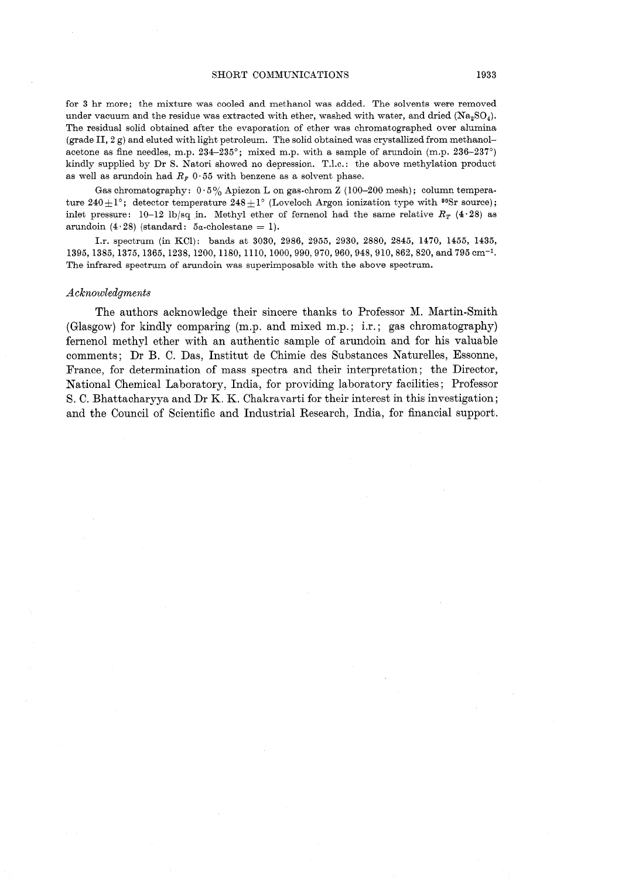for 3 hr more; the mixture was cooled and methanol was added. The solvents were removed under vacuum and the residue was extracted with ether, washed with water, and dried ($Na_2SO_4$). The residual solid obtained after the evaporation of ether was chromatographed over alumina (grade II, 2 g) and eluted with light petroleum. The solid obtained was crystallized from methanol–acetone as fine needles, m.p. 234–235°; mixed m.p. with a sample of arundoin (m.p. 236–237°) kindly supplied by Dr S. Natori showed no depression. T.l.c.: the above methylation product as well as arundoin had $R_F$ 0·55 with benzene as a solvent phase.

Gas chromatography: 0·5% Apiezon L on gas-chrom Z (100–200 mesh); column temperature 240±1°; detector temperature 248±1° (Loveloch Argon ionization type with $^{90}Sr$ source); inlet pressure: 10–12 lb/sq in. Methyl ether of fernenol had the same relative $R_T$ (4·28) as arundoin (4·28) (standard: 5α-cholestane = 1).

I.r. spectrum (in KCl): bands at 3030, 2986, 2955, 2930, 2880, 2845, 1470, 1455, 1435, 1395, 1385, 1375, 1365, 1238, 1200, 1180, 1110, 1000, 990, 970, 960, 948, 910, 862, 820, and 795 $cm^{-1}$. The infrared spectrum of arundoin was superimposable with the above spectrum.

### *Acknowledgments*

The authors acknowledge their sincere thanks to Professor M. Martin-Smith (Glasgow) for kindly comparing (m.p. and mixed m.p.; i.r.; gas chromatography) fernenol methyl ether with an authentic sample of arundoin and for his valuable comments; Dr B. C. Das, Institut de Chimie des Substances Naturelles, Essonne, France, for determination of mass spectra and their interpretation; the Director, National Chemical Laboratory, India, for providing laboratory facilities; Professor S. C. Bhattacharyya and Dr K. K. Chakravarti for their interest in this investigation; and the Council of Scientific and Industrial Research, India, for financial support.